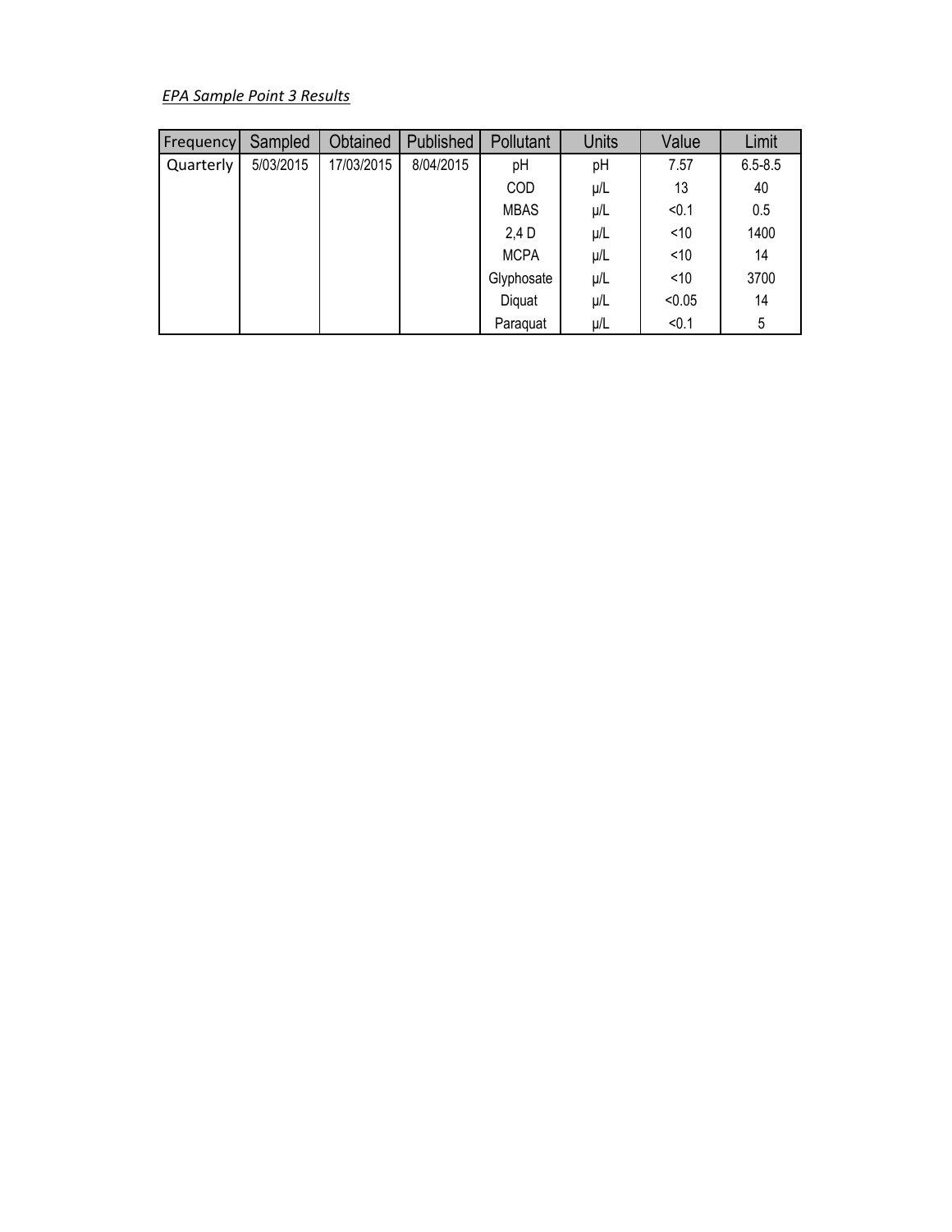*EPA Sample Point 3 Results*

| Frequency | Sampled | Obtained | Published | Pollutant | Units | Value | Limit |
|---|---|---|---|---|---|---|---|
| Quarterly | 5/03/2015 | 17/03/2015 | 8/04/2015 | pH | pH | 7.57 | 6.5-8.5 |
| | | | | COD | µ/L | 13 | 40 |
| | | | | MBAS | µ/L | <0.1 | 0.5 |
| | | | | 2,4 D | µ/L | <10 | 1400 |
| | | | | MCPA | µ/L | <10 | 14 |
| | | | | Glyphosate | µ/L | <10 | 3700 |
| | | | | Diquat | µ/L | <0.05 | 14 |
| | | | | Paraquat | µ/L | <0.1 | 5 |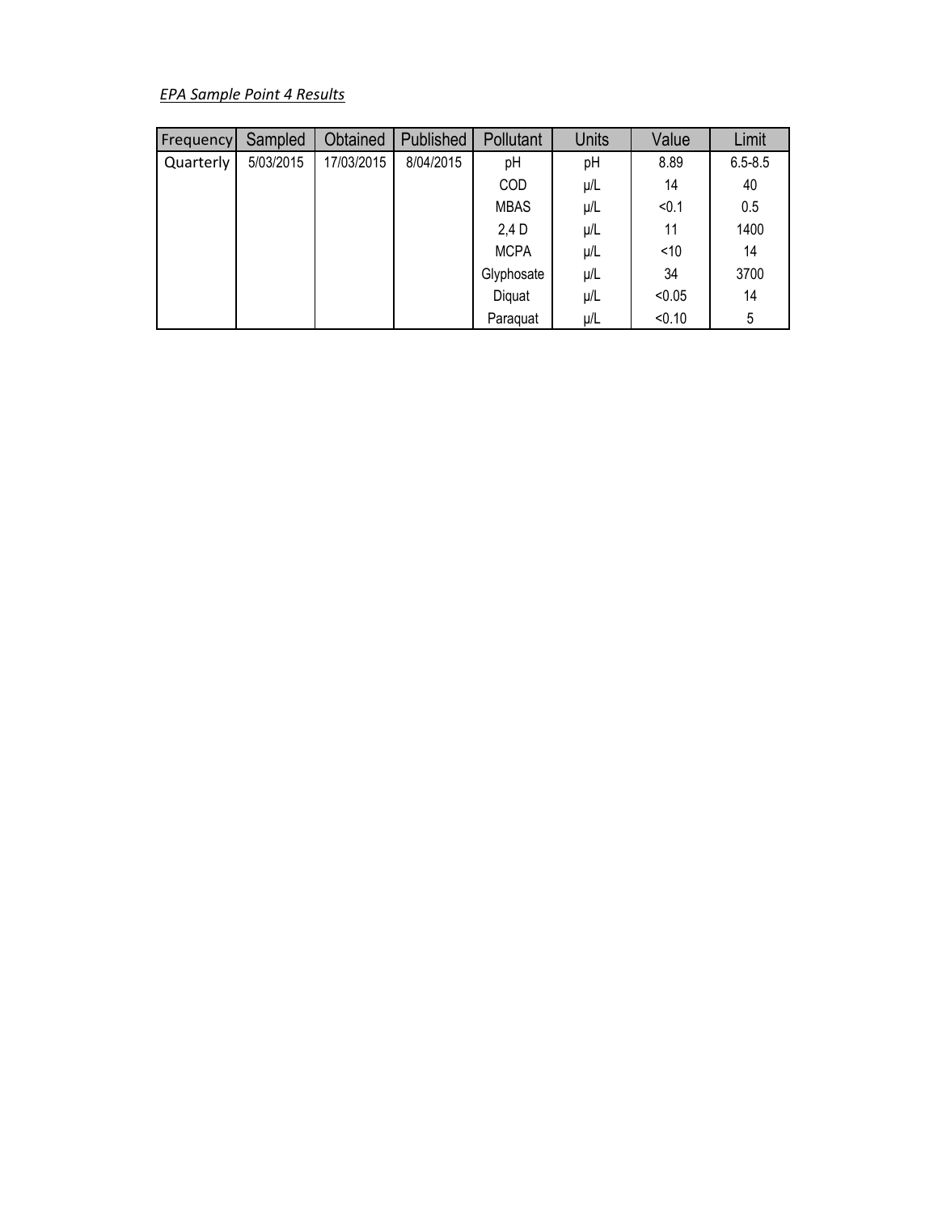*EPA Sample Point 4 Results*

| Frequency | Sampled | Obtained | Published | Pollutant | Units | Value | Limit |
|---|---|---|---|---|---|---|---|
| Quarterly | 5/03/2015 | 17/03/2015 | 8/04/2015 | pH | pH | 8.89 | 6.5-8.5 |
| | | | | COD | µ/L | 14 | 40 |
| | | | | MBAS | µ/L | <0.1 | 0.5 |
| | | | | 2,4 D | µ/L | 11 | 1400 |
| | | | | MCPA | µ/L | <10 | 14 |
| | | | | Glyphosate | µ/L | 34 | 3700 |
| | | | | Diquat | µ/L | <0.05 | 14 |
| | | | | Paraquat | µ/L | <0.10 | 5 |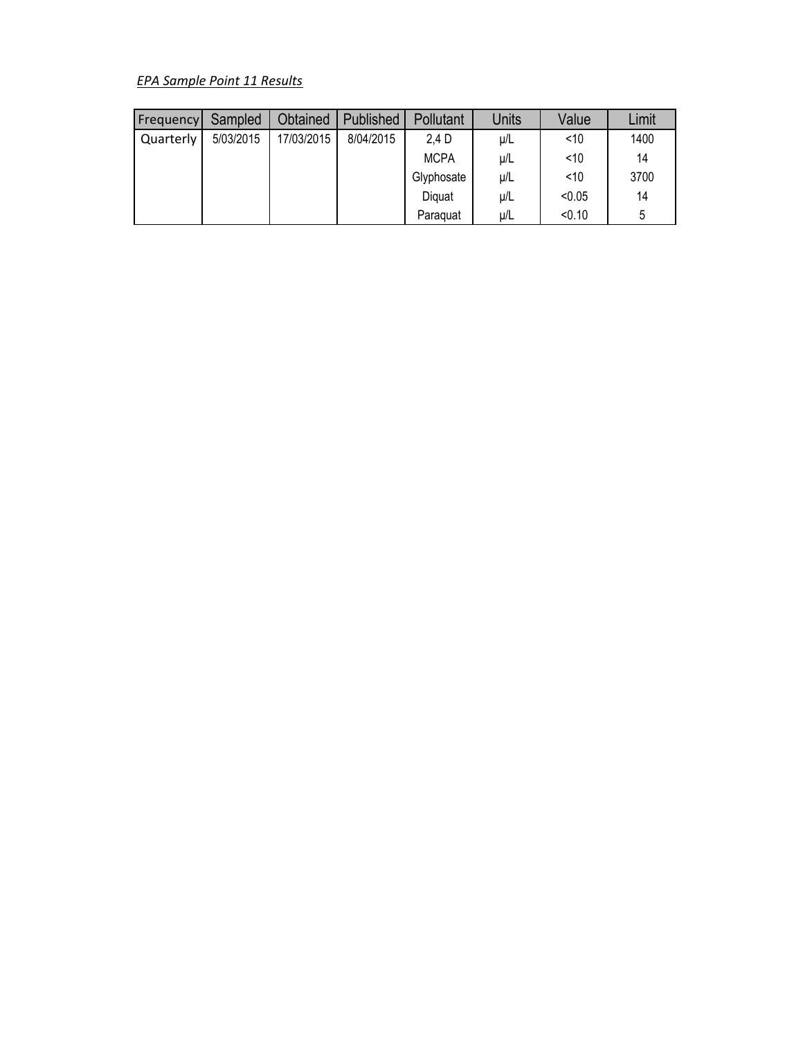*EPA Sample Point 11 Results*

| Frequency | Sampled | Obtained | Published | Pollutant | Units | Value | Limit |
|---|---|---|---|---|---|---|---|
| Quarterly | 5/03/2015 | 17/03/2015 | 8/04/2015 | 2,4 D | µ/L | <10 | 1400 |
| | | | | MCPA | µ/L | <10 | 14 |
| | | | | Glyphosate | µ/L | <10 | 3700 |
| | | | | Diquat | µ/L | <0.05 | 14 |
| | | | | Paraquat | µ/L | <0.10 | 5 |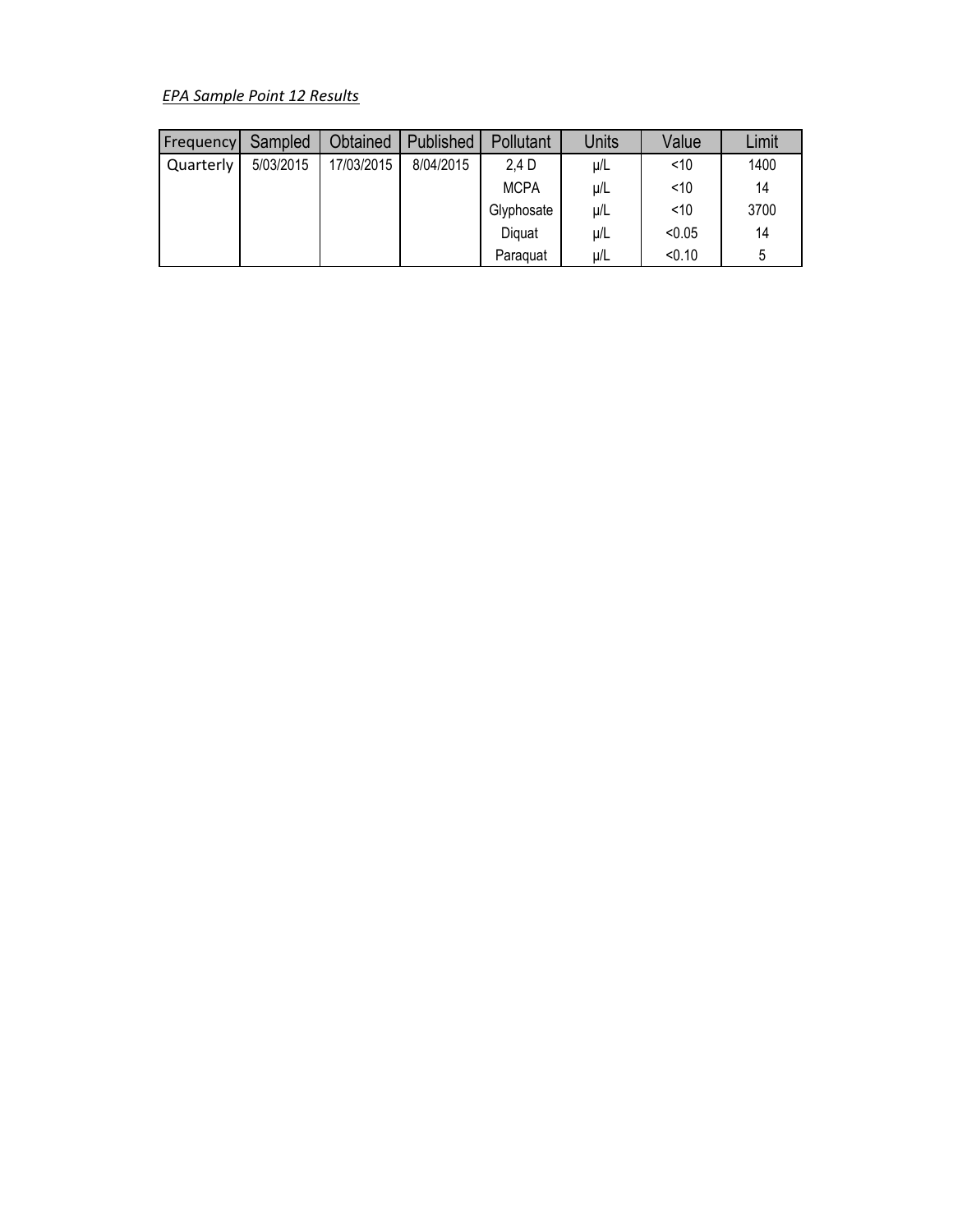*EPA Sample Point 12 Results*

| Frequency | Sampled | Obtained | Published | Pollutant | Units | Value | Limit |
|---|---|---|---|---|---|---|---|
| Quarterly | 5/03/2015 | 17/03/2015 | 8/04/2015 | 2,4 D | µ/L | <10 | 1400 |
| | | | | MCPA | µ/L | <10 | 14 |
| | | | | Glyphosate | µ/L | <10 | 3700 |
| | | | | Diquat | µ/L | <0.05 | 14 |
| | | | | Paraquat | µ/L | <0.10 | 5 |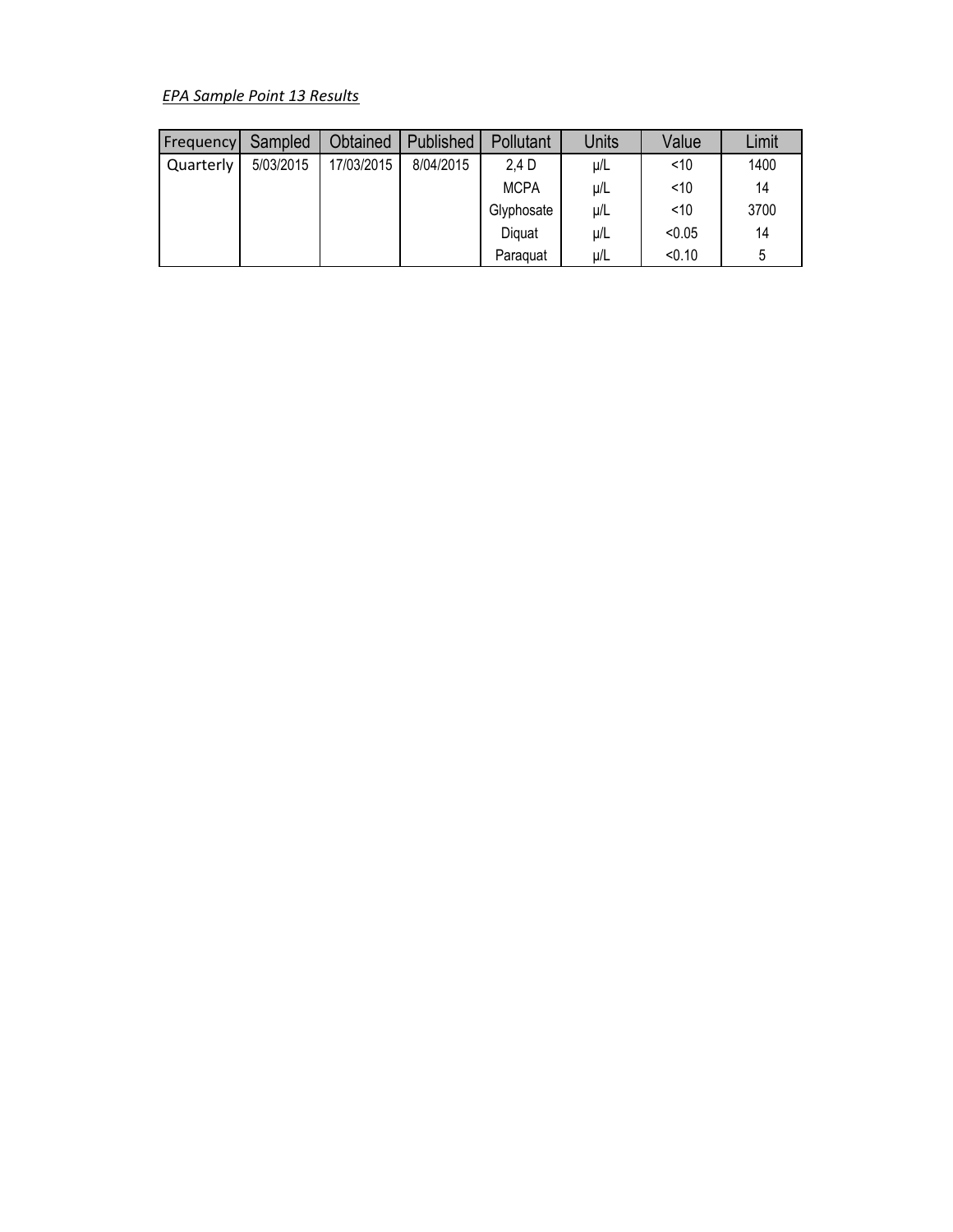*<u>EPA Sample Point 13 Results</u>*

| Frequency | Sampled | Obtained | Published | Pollutant | Units | Value | Limit |
|---|---|---|---|---|---|---|---|
| Quarterly | 5/03/2015 | 17/03/2015 | 8/04/2015 | 2,4 D | µ/L | <10 | 1400 |
| | | | | MCPA | µ/L | <10 | 14 |
| | | | | Glyphosate | µ/L | <10 | 3700 |
| | | | | Diquat | µ/L | <0.05 | 14 |
| | | | | Paraquat | µ/L | <0.10 | 5 |